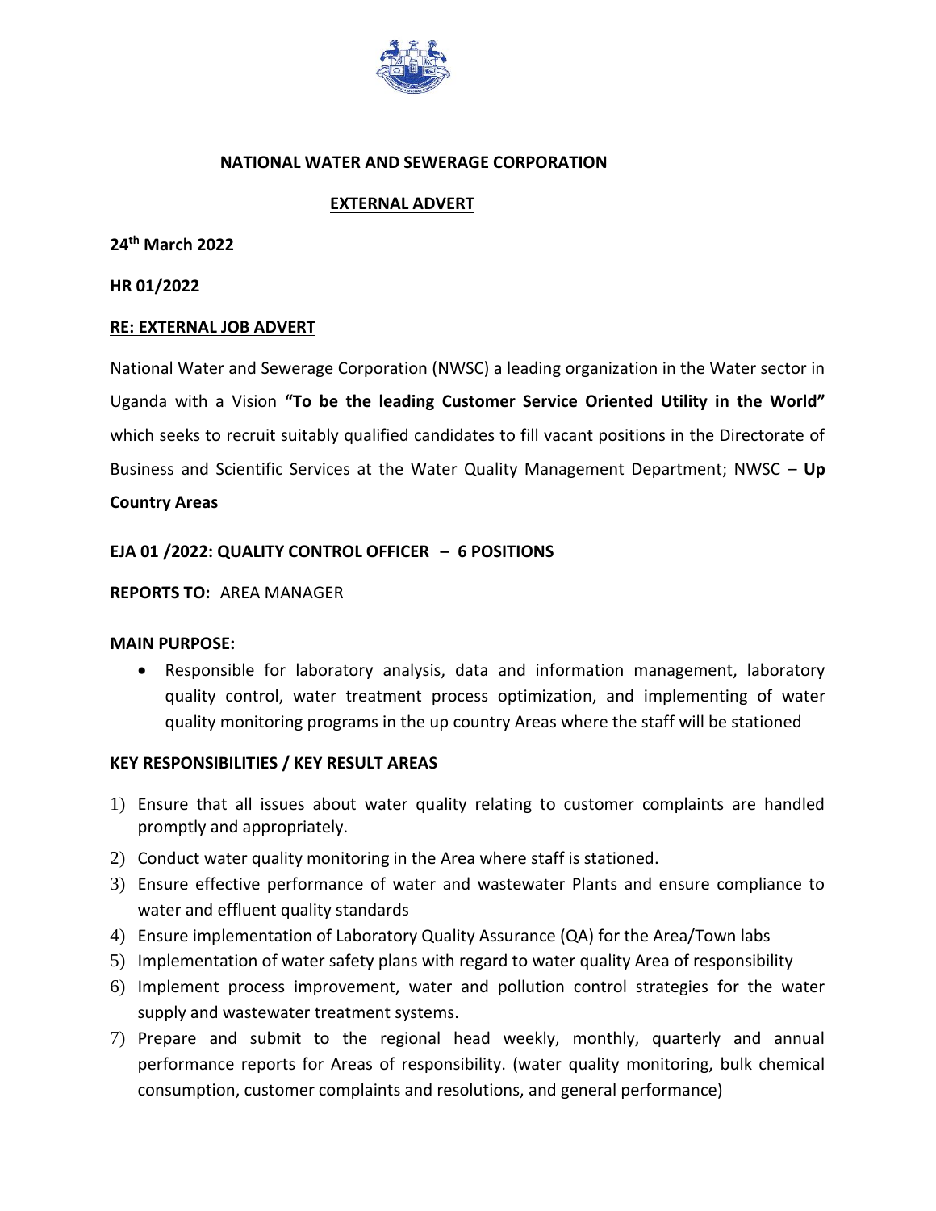# NATIONAL WATER AND SEWERAGE CORPORATION

## EXTERNAL ADVERT

**24th March 2022**

**HR 01/2022**

**RE: EXTERNAL JOB ADVERT**

National Water and Sewerage Corporation (NWSC) a leading organization in the Water sector in Uganda with a Vision **"To be the leading Customer Service Oriented Utility in the World"** which seeks to recruit suitably qualified candidates to fill vacant positions in the Directorate of Business and Scientific Services at the Water Quality Management Department; NWSC – **Up Country Areas**

### EJA 01 /2022: QUALITY CONTROL OFFICER – 6 POSITIONS

**REPORTS TO:** AREA MANAGER

**MAIN PURPOSE:**

- Responsible for laboratory analysis, data and information management, laboratory quality control, water treatment process optimization, and implementing of water quality monitoring programs in the up country Areas where the staff will be stationed

**KEY RESPONSIBILITIES / KEY RESULT AREAS**

1) Ensure that all issues about water quality relating to customer complaints are handled promptly and appropriately.
2) Conduct water quality monitoring in the Area where staff is stationed.
3) Ensure effective performance of water and wastewater Plants and ensure compliance to water and effluent quality standards
4) Ensure implementation of Laboratory Quality Assurance (QA) for the Area/Town labs
5) Implementation of water safety plans with regard to water quality Area of responsibility
6) Implement process improvement, water and pollution control strategies for the water supply and wastewater treatment systems.
7) Prepare and submit to the regional head weekly, monthly, quarterly and annual performance reports for Areas of responsibility. (water quality monitoring, bulk chemical consumption, customer complaints and resolutions, and general performance)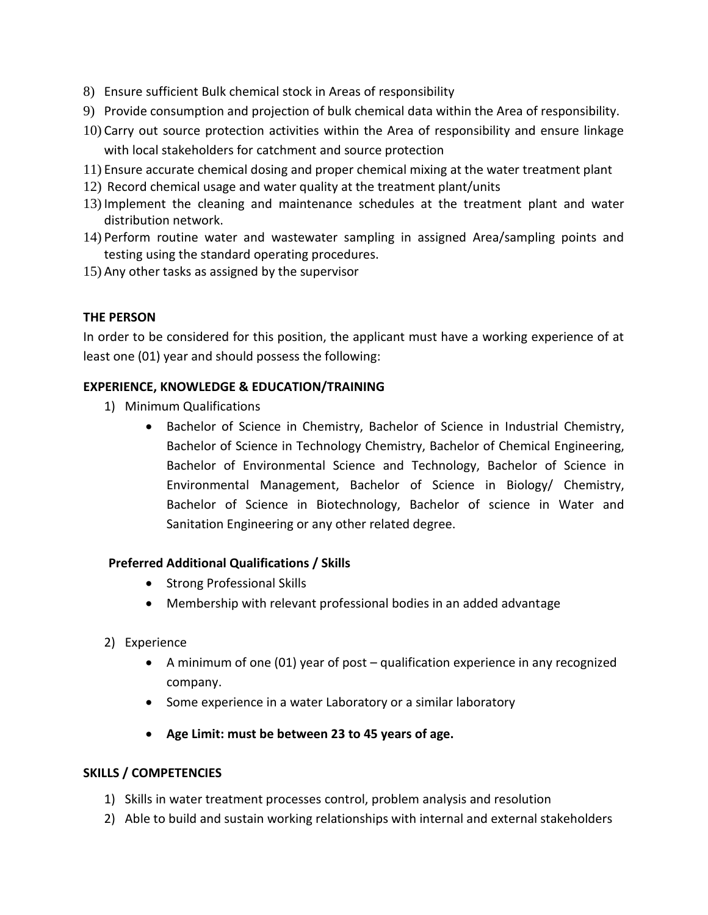8) Ensure sufficient Bulk chemical stock in Areas of responsibility
9) Provide consumption and projection of bulk chemical data within the Area of responsibility.
10) Carry out source protection activities within the Area of responsibility and ensure linkage with local stakeholders for catchment and source protection
11) Ensure accurate chemical dosing and proper chemical mixing at the water treatment plant
12) Record chemical usage and water quality at the treatment plant/units
13) Implement the cleaning and maintenance schedules at the treatment plant and water distribution network.
14) Perform routine water and wastewater sampling in assigned Area/sampling points and testing using the standard operating procedures.
15) Any other tasks as assigned by the supervisor

**THE PERSON**

In order to be considered for this position, the applicant must have a working experience of at least one (01) year and should possess the following:

**EXPERIENCE, KNOWLEDGE & EDUCATION/TRAINING**

1) Minimum Qualifications
    - Bachelor of Science in Chemistry, Bachelor of Science in Industrial Chemistry, Bachelor of Science in Technology Chemistry, Bachelor of Chemical Engineering, Bachelor of Environmental Science and Technology, Bachelor of Science in Environmental Management, Bachelor of Science in Biology/ Chemistry, Bachelor of Science in Biotechnology, Bachelor of science in Water and Sanitation Engineering or any other related degree.

   **Preferred Additional Qualifications / Skills**
    - Strong Professional Skills
    - Membership with relevant professional bodies in an added advantage

2) Experience
    - A minimum of one (01) year of post – qualification experience in any recognized company.
    - Some experience in a water Laboratory or a similar laboratory
    - **Age Limit: must be between 23 to 45 years of age.**

**SKILLS / COMPETENCIES**

1) Skills in water treatment processes control, problem analysis and resolution
2) Able to build and sustain working relationships with internal and external stakeholders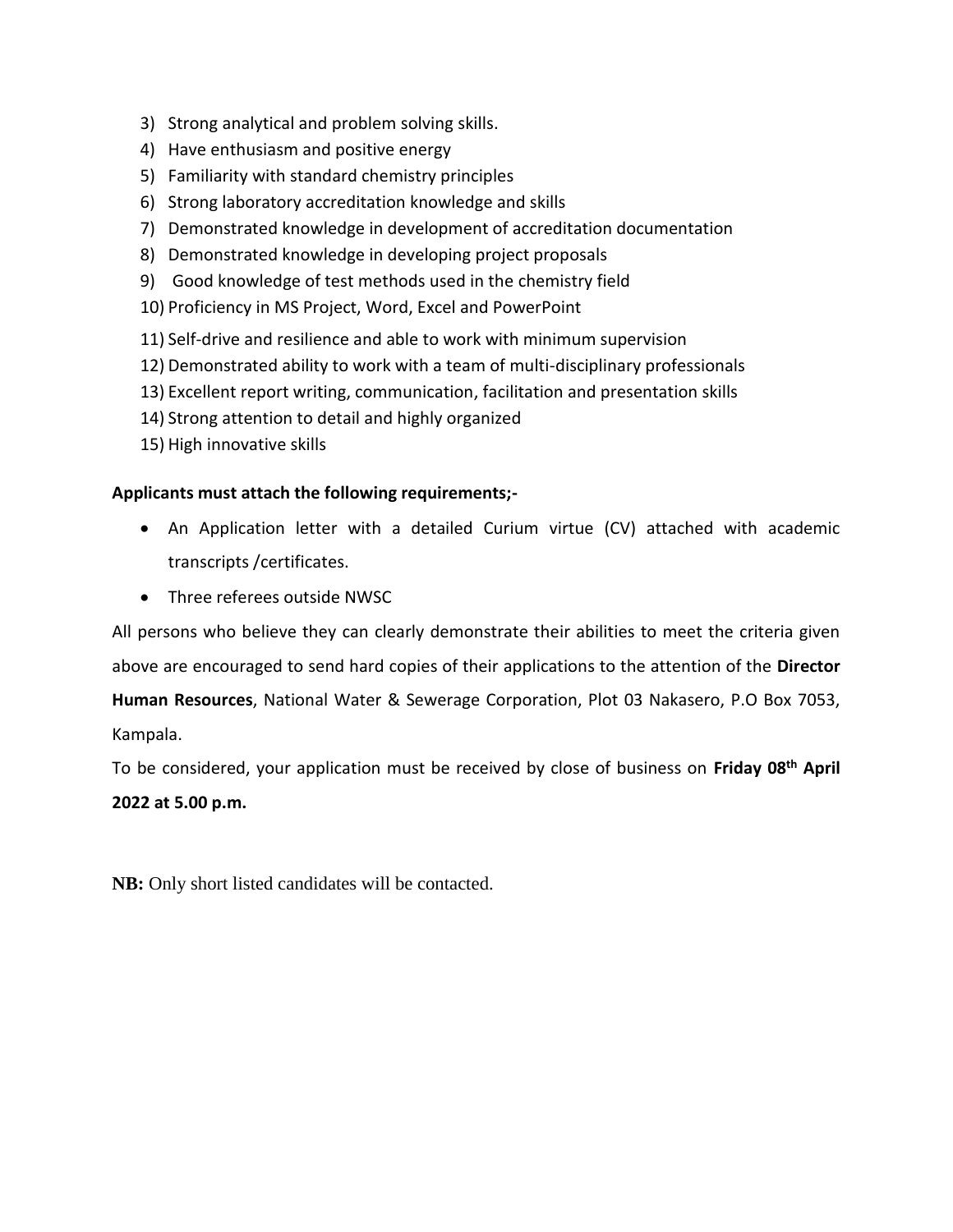3) Strong analytical and problem solving skills.
4) Have enthusiasm and positive energy
5) Familiarity with standard chemistry principles
6) Strong laboratory accreditation knowledge and skills
7) Demonstrated knowledge in development of accreditation documentation
8) Demonstrated knowledge in developing project proposals
9) Good knowledge of test methods used in the chemistry field
10) Proficiency in MS Project, Word, Excel and PowerPoint
11) Self-drive and resilience and able to work with minimum supervision
12) Demonstrated ability to work with a team of multi-disciplinary professionals
13) Excellent report writing, communication, facilitation and presentation skills
14) Strong attention to detail and highly organized
15) High innovative skills

**Applicants must attach the following requirements;-**

- An Application letter with a detailed Curium virtue (CV) attached with academic transcripts /certificates.
- Three referees outside NWSC

All persons who believe they can clearly demonstrate their abilities to meet the criteria given above are encouraged to send hard copies of their applications to the attention of the **Director Human Resources**, National Water & Sewerage Corporation, Plot 03 Nakasero, P.O Box 7053, Kampala.

To be considered, your application must be received by close of business on **Friday 08th April 2022 at 5.00 p.m.**

**NB:** Only short listed candidates will be contacted.